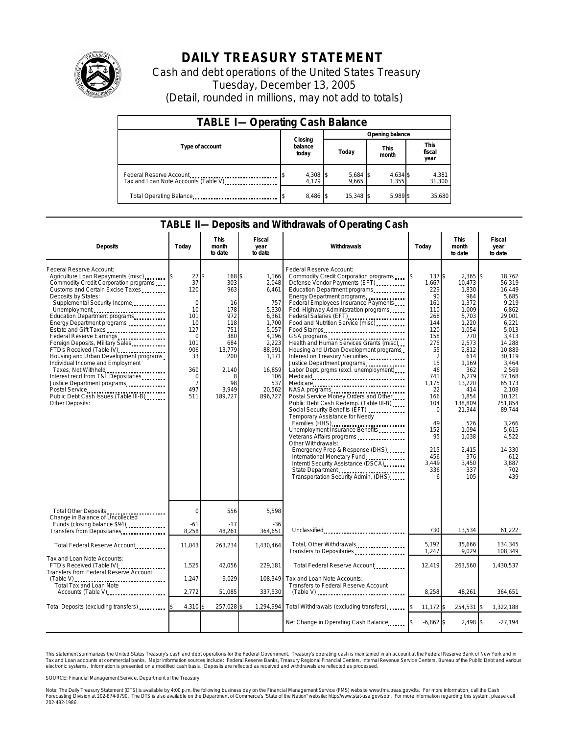# DAILY TREASURY STATEMENT

Cash and debt operations of the United States Treasury

Tuesday, December 13, 2005

(Detail, rounded in millions, may not add to totals)

## TABLE I— Operating Cash Balance

| Type of account | Closing balance today | Opening balance Today | Opening balance This month | Opening balance This fiscal year |
|---|---|---|---|---|
| Federal Reserve Account | $ 4,308 | $ 5,684 | $ 4,634 | $ 4,381 |
| Tax and Loan Note Accounts (Table V) | 4,179 | 9,665 | 1,355 | 31,300 |
| Total Operating Balance | $ 8,486 | $ 15,348 | $ 5,989 | $ 35,680 |

## TABLE II— Deposits and Withdrawals of Operating Cash

| Deposits | Today | This month to date | Fiscal year to date |
|---|---|---|---|
| Federal Reserve Account: | | | |
| Agriculture Loan Repayments (misc) | $ 27 | $ 168 | $ 1,166 |
| Commodity Credit Corporation programs | 37 | 303 | 2,048 |
| Customs and Certain Excise Taxes | 120 | 963 | 6,461 |
| Deposits by States: | | | |
| Supplemental Security Income | 0 | 16 | 757 |
| Unemployment | 10 | 178 | 5,330 |
| Education Department programs | 101 | 972 | 6,361 |
| Energy Department programs | 10 | 118 | 1,700 |
| Estate and Gift Taxes | 127 | 751 | 5,057 |
| Federal Reserve Earnings | 0 | 380 | 4,196 |
| Foreign Deposits, Military Sales | 101 | 684 | 2,223 |
| FTD's Received (Table IV) | 906 | 13,779 | 88,991 |
| Housing and Urban Development programs | 33 | 200 | 1,171 |
| Individual Income and Employment Taxes, Not Withheld | 360 | 2,140 | 16,859 |
| Interest recd from T&L Depositaries | 0 | 8 | 106 |
| Justice Department programs | 7 | 98 | 537 |
| Postal Service | 497 | 3,949 | 20,562 |
| Public Debt Cash Issues (Table III-B) | 511 | 189,727 | 896,727 |
| Other Deposits: | | | |
| Total Other Deposits | 0 | 556 | 5,598 |
| Change in Balance of Uncollected Funds (closing balance $94) | -61 | -17 | -36 |
| Transfers from Depositaries | 8,258 | 48,261 | 364,651 |
| Total Federal Reserve Account | 11,043 | 263,234 | 1,430,464 |
| Tax and Loan Note Accounts: | | | |
| FTD's Received (Table IV) | 1,525 | 42,056 | 229,181 |
| Transfers from Federal Reserve Account (Table V) | 1,247 | 9,029 | 108,349 |
| Total Tax and Loan Note Accounts (Table V) | 2,772 | 51,085 | 337,530 |
| Total Deposits (excluding transfers) | $ 4,310 | $ 257,028 | $ 1,294,994 |

| Withdrawals | Today | This month to date | Fiscal year to date |
|---|---|---|---|
| Federal Reserve Account: | | | |
| Commodity Credit Corporation programs | $ 137 | $ 2,365 | $ 18,762 |
| Defense Vendor Payments (EFT) | 1,667 | 10,473 | 56,319 |
| Education Department programs | 229 | 1,830 | 16,449 |
| Energy Department programs | 90 | 964 | 5,685 |
| Federal Employees Insurance Payments | 161 | 1,372 | 9,219 |
| Fed. Highway Administration programs | 110 | 1,009 | 6,862 |
| Federal Salaries (EFT) | 268 | 5,703 | 29,001 |
| Food and Nutrition Service (misc) | 144 | 1,220 | 6,221 |
| Food Stamps | 120 | 1,054 | 5,013 |
| GSA programs | 158 | 770 | 3,413 |
| Health and Human Services Grants (misc) | 275 | 2,573 | 14,288 |
| Housing and Urban Development programs | 55 | 2,812 | 10,889 |
| Interest on Treasury Securities | 2 | 614 | 30,119 |
| Justice Department programs | 15 | 1,169 | 3,464 |
| Labor Dept. prgms (excl. unemployment) | 46 | 362 | 2,569 |
| Medicaid | 741 | 6,279 | 37,168 |
| Medicare | 1,175 | 13,220 | 65,173 |
| NASA programs | 22 | 414 | 2,108 |
| Postal Service Money Orders and Other | 166 | 1,854 | 10,121 |
| Public Debt Cash Redemp. (Table III-B) | 104 | 138,809 | 751,854 |
| Social Security Benefits (EFT) | 0 | 21,344 | 89,744 |
| Temporary Assistance for Needy Families (HHS) | 49 | 526 | 3,266 |
| Unemployment Insurance Benefits | 152 | 1,094 | 5,615 |
| Veterans Affairs programs | 95 | 1,038 | 4,522 |
| Other Withdrawals: | | | |
| Emergency Prep & Response (DHS) | 215 | 2,415 | 14,330 |
| International Monetary Fund | 456 | 376 | -612 |
| Internatl Security Assistance (DSCA) | 3,449 | 3,450 | 3,887 |
| State Department | 336 | 337 | 702 |
| Transportation Security Admin. (DHS) | 6 | 105 | 439 |
| Unclassified | 730 | 13,534 | 61,222 |
| Total, Other Withdrawals | 5,192 | 35,666 | 134,345 |
| Transfers to Depositaries | 1,247 | 9,029 | 108,349 |
| Total Federal Reserve Account | 12,419 | 263,560 | 1,430,537 |
| Tax and Loan Note Accounts: | | | |
| Transfers to Federal Reserve Account (Table V) | 8,258 | 48,261 | 364,651 |
| Total Withdrawals (excluding transfers) | $ 11,172 | $ 254,531 | $ 1,322,188 |
| Net Change in Operating Cash Balance | $ -6,862 | $ 2,498 | $ -27,194 |

This statement summarizes the United States Treasury's cash and debt operations for the Federal Government. Treasury's operating cash is maintained in an account at the Federal Reserve Bank of New York and in Tax and Loan accounts at commercial banks. Major information sources include: Federal Reserve Banks, Treasury Regional Financial Centers, Internal Revenue Service Centers, Bureau of the Public Debt and various electronic systems. Information is presented on a modified cash basis. Deposits are reflected as received and withdrawals are reflected as processed.

SOURCE: Financial Management Service, Department of the Treasury

Note: The Daily Treasury Statement (DTS) is available by 4:00 p.m. the following business day on the Financial Management Service (FMS) website www.fms.treas.gov/dts. For more information, call the Cash Forecasting Division at 202-874-9790. The DTS is also available on the Department of Commerce's "State of the Nation" website: http://www.stat-usa.gov/sotn. For more information regarding this system, please call 202-482-1986.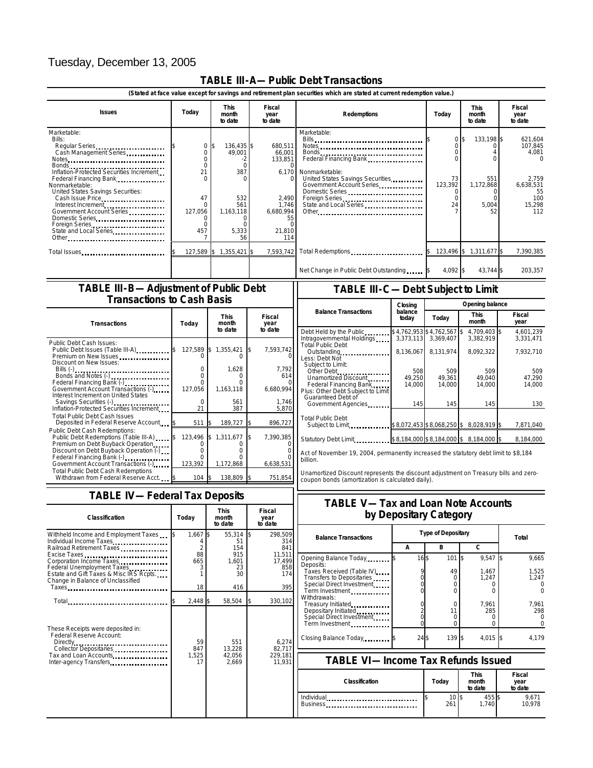Tuesday, December 13, 2005

## TABLE III-A— Public Debt Transactions

(Stated at face value except for savings and retirement plan securities which are stated at current redemption value.)

| Issues | Today | This month to date | Fiscal year to date | Redemptions | Today | This month to date | Fiscal year to date |
|---|---|---|---|---|---|---|---|
| Marketable: | | | | Marketable: | | | |
| Bills: | | | | Bills | $ 0 | $ 133,198 | $ 621,604 |
| Regular Series | $ 0 | $ 136,435 | $ 680,511 | Notes | 0 | 0 | 107,845 |
| Cash Management Series | 0 | 49,001 | 66,001 | Bonds | 0 | 4 | 4,081 |
| Notes | 0 | -2 | 133,851 | Federal Financing Bank | 0 | 0 | 0 |
| Bonds | 0 | 0 | 0 | | | | |
| Inflation-Protected Securities Increment | 21 | 387 | 6,170 | Nonmarketable: | | | |
| Federal Financing Bank | 0 | 0 | 0 | United States Savings Securities | 73 | 551 | 2,759 |
| Nonmarketable: | | | | Government Account Series | 123,392 | 1,172,868 | 6,638,531 |
| United States Savings Securities: | | | | Domestic Series | 0 | 0 | 55 |
| Cash Issue Price | 47 | 532 | 2,490 | Foreign Series | 0 | 0 | 100 |
| Interest Increment | 0 | 561 | 1,746 | State and Local Series | 24 | 5,004 | 15,298 |
| Government Account Series | 127,056 | 1,163,118 | 6,680,994 | Other | 7 | 52 | 112 |
| Domestic Series | 0 | 0 | 55 | | | | |
| Foreign Series | 0 | 0 | 0 | | | | |
| State and Local Series | 457 | 5,333 | 21,810 | | | | |
| Other | 7 | 56 | 114 | | | | |
| Total Issues | $ 127,589 | $ 1,355,421 | $ 7,593,742 | Total Redemptions | $ 123,496 | $ 1,311,677 | $ 7,390,385 |
| | | | | Net Change in Public Debt Outstanding | $ 4,092 | $ 43,744 | $ 203,357 |

## TABLE III-B— Adjustment of Public Debt Transactions to Cash Basis

| Transactions | Today | This month to date | Fiscal year to date |
|---|---|---|---|
| Public Debt Cash Issues: | | | |
| Public Debt Issues (Table III-A) | $ 127,589 | $ 1,355,421 | $ 7,593,742 |
| Premium on New Issues | 0 | 0 | 0 |
| Discount on New Issues: | | | |
| Bills (-) | 0 | 1,628 | 7,792 |
| Bonds and Notes (-) | 0 | 0 | 614 |
| Federal Financing Bank (-) | 0 | 0 | 0 |
| Government Account Transactions (-) | 127,056 | 1,163,118 | 6,680,994 |
| Interest Increment on United States Savings Securities (-) | 0 | 561 | 1,746 |
| Inflation-Protected Securities Increment | 21 | 387 | 5,870 |
| Total Public Debt Cash Issues Deposited in Federal Reserve Account | $ 511 | $ 189,727 | $ 896,727 |
| Public Debt Cash Redemptions: | | | |
| Public Debt Redemptions (Table III-A) | $ 123,496 | $ 1,311,677 | $ 7,390,385 |
| Premium on Debt Buyback Operation | 0 | 0 | 0 |
| Discount on Debt Buyback Operation (-) | 0 | 0 | 0 |
| Federal Financing Bank (-) | 0 | 0 | 0 |
| Government Account Transactions (-) | 123,392 | 1,172,868 | 6,638,531 |
| Total Public Debt Cash Redemptions Withdrawn from Federal Reserve Acct. | $ 104 | $ 138,809 | $ 751,854 |

## TABLE III-C— Debt Subject to Limit

| Balance Transactions | Closing balance today | Opening balance Today | This month | Fiscal year |
|---|---|---|---|---|
| Debt Held by the Public | $ 4,762,953 | $ 4,762,567 | $ 4,709,403 | $ 4,601,239 |
| Intragovernmental Holdings | 3,373,113 | 3,369,407 | 3,382,919 | 3,331,471 |
| Total Public Debt Outstanding | 8,136,067 | 8,131,974 | 8,092,322 | 7,932,710 |
| Less: Debt Not Subject to Limit: | | | | |
| Other Debt | 508 | 509 | 509 | 509 |
| Unamortized Discount | 49,250 | 49,361 | 49,040 | 47,290 |
| Federal Financing Bank | 14,000 | 14,000 | 14,000 | 14,000 |
| Plus: Other Debt Subject to Limit Guaranteed Debt of Government Agencies | 145 | 145 | 145 | 130 |
| Total Public Debt Subject to Limit | $ 8,072,453 | $ 8,068,250 | $ 8,028,919 | $ 7,871,040 |
| Statutory Debt Limit | $ 8,184,000 | $ 8,184,000 | $ 8,184,000 | $ 8,184,000 |

Act of November 19, 2004, permanently increased the statutory debt limit to $8,184 billion.

Unamortized Discount represents the discount adjustment on Treasury bills and zero-coupon bonds (amortization is calculated daily).

## TABLE IV— Federal Tax Deposits

| Classification | Today | This month to date | Fiscal year to date |
|---|---|---|---|
| Withheld Income and Employment Taxes | $ 1,667 | $ 55,314 | $ 298,509 |
| Individual Income Taxes | 4 | 51 | 314 |
| Railroad Retirement Taxes | 2 | 154 | 841 |
| Excise Taxes | 88 | 915 | 11,511 |
| Corporation Income Taxes | 665 | 1,601 | 17,499 |
| Federal Unemployment Taxes | 3 | 23 | 858 |
| Estate and Gift Taxes & Misc IRS Rcpts. | 1 | 30 | 174 |
| Change in Balance of Unclassified Taxes | 18 | 416 | 395 |
| Total | $ 2,448 | $ 58,504 | $ 330,102 |
| These Receipts were deposited in: | | | |
| Federal Reserve Account: | | | |
| Directly | 59 | 551 | 6,274 |
| Collector Depositaries | 847 | 13,228 | 82,717 |
| Tax and Loan Accounts | 1,525 | 42,056 | 229,181 |
| Inter-agency Transfers | 17 | 2,669 | 11,931 |

## TABLE V— Tax and Loan Note Accounts by Depositary Category

| Balance Transactions | Type of Depositary A | B | C | Total |
|---|---|---|---|---|
| Opening Balance Today | $ 16 | $ 101 | $ 9,547 | $ 9,665 |
| Deposits: | | | | |
| Taxes Received (Table IV) | 9 | 49 | 1,467 | 1,525 |
| Transfers to Depositaries | 0 | 0 | 1,247 | 1,247 |
| Special Direct Investment | 0 | 0 | 0 | 0 |
| Term Investment | 0 | 0 | 0 | 0 |
| Withdrawals: | | | | |
| Treasury Initiated | 0 | 0 | 7,961 | 7,961 |
| Depositary Initiated | 2 | 11 | 285 | 298 |
| Special Direct Investment | 0 | 0 | 0 | 0 |
| Term Investment | 0 | 0 | 0 | 0 |
| Closing Balance Today | $ 24 | $ 139 | $ 4,015 | $ 4,179 |

## TABLE VI— Income Tax Refunds Issued

| Classification | Today | This month to date | Fiscal year to date |
|---|---|---|---|
| Individual | $ 10 | $ 455 | $ 9,671 |
| Business | 261 | 1,740 | 10,978 |